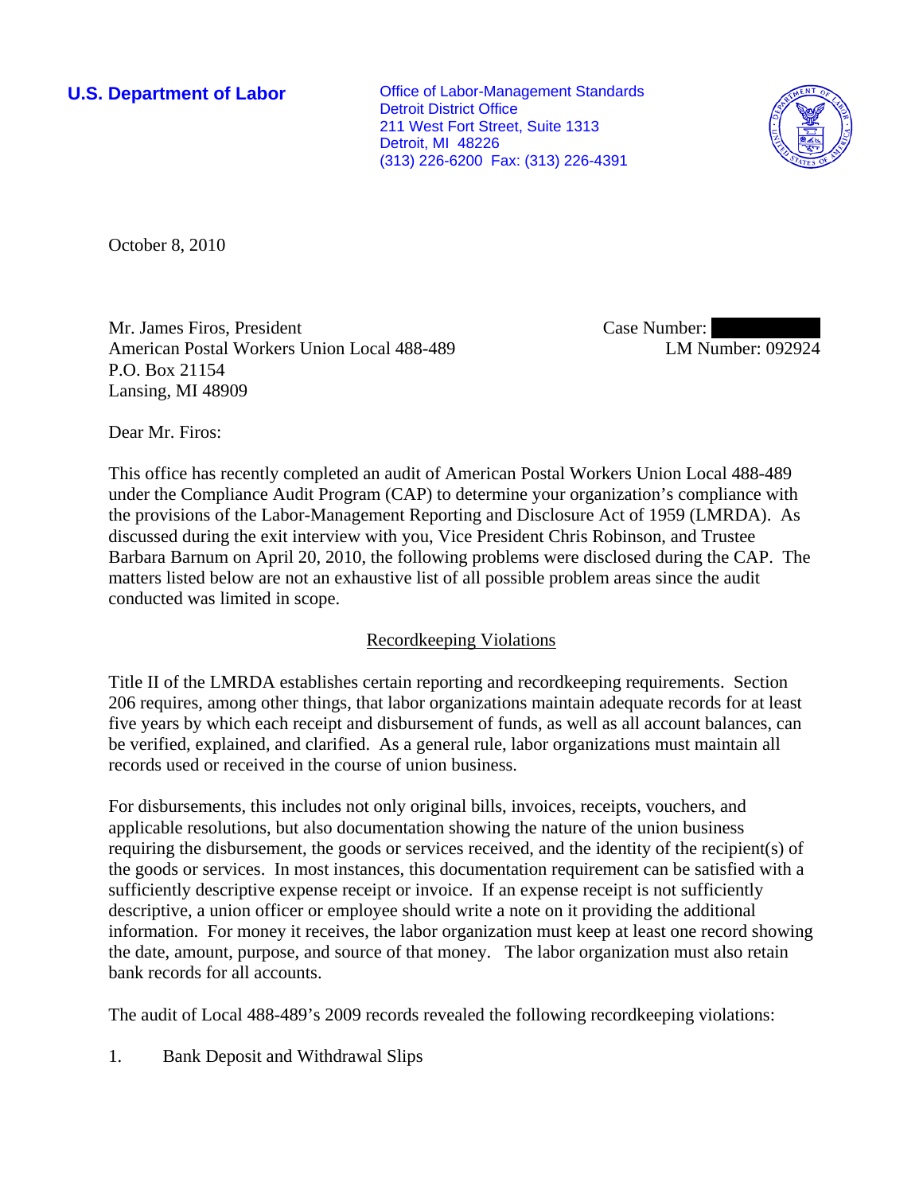**U.S. Department of Labor**

Office of Labor-Management Standards
Detroit District Office
211 West Fort Street, Suite 1313
Detroit, MI 48226
(313) 226-6200 Fax: (313) 226-4391

October 8, 2010

Mr. James Firos, President
American Postal Workers Union Local 488-489
P.O. Box 21154
Lansing, MI 48909

Case Number: 
LM Number: 092924

Dear Mr. Firos:

This office has recently completed an audit of American Postal Workers Union Local 488-489 under the Compliance Audit Program (CAP) to determine your organization's compliance with the provisions of the Labor-Management Reporting and Disclosure Act of 1959 (LMRDA). As discussed during the exit interview with you, Vice President Chris Robinson, and Trustee Barbara Barnum on April 20, 2010, the following problems were disclosed during the CAP. The matters listed below are not an exhaustive list of all possible problem areas since the audit conducted was limited in scope.

## Recordkeeping Violations

Title II of the LMRDA establishes certain reporting and recordkeeping requirements. Section 206 requires, among other things, that labor organizations maintain adequate records for at least five years by which each receipt and disbursement of funds, as well as all account balances, can be verified, explained, and clarified. As a general rule, labor organizations must maintain all records used or received in the course of union business.

For disbursements, this includes not only original bills, invoices, receipts, vouchers, and applicable resolutions, but also documentation showing the nature of the union business requiring the disbursement, the goods or services received, and the identity of the recipient(s) of the goods or services. In most instances, this documentation requirement can be satisfied with a sufficiently descriptive expense receipt or invoice. If an expense receipt is not sufficiently descriptive, a union officer or employee should write a note on it providing the additional information. For money it receives, the labor organization must keep at least one record showing the date, amount, purpose, and source of that money. The labor organization must also retain bank records for all accounts.

The audit of Local 488-489's 2009 records revealed the following recordkeeping violations:

1. Bank Deposit and Withdrawal Slips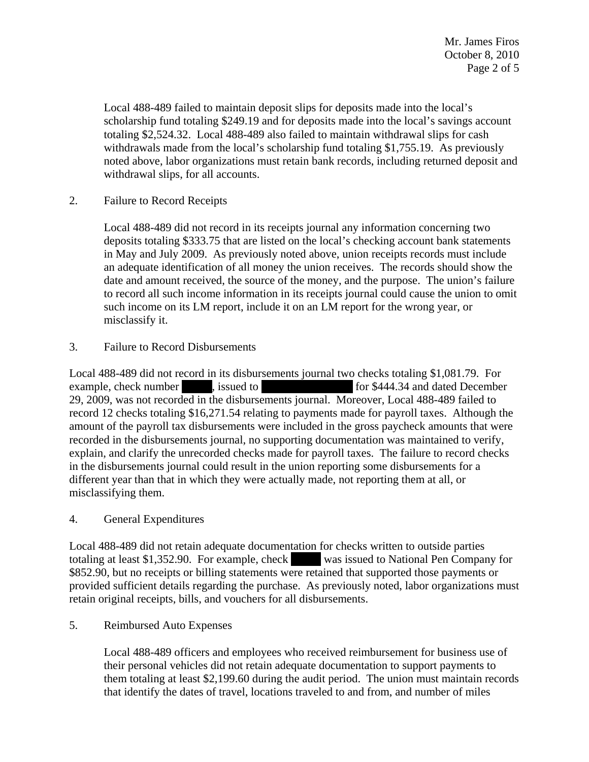Local 488-489 failed to maintain deposit slips for deposits made into the local's scholarship fund totaling $249.19 and for deposits made into the local's savings account totaling $2,524.32. Local 488-489 also failed to maintain withdrawal slips for cash withdrawals made from the local's scholarship fund totaling $1,755.19. As previously noted above, labor organizations must retain bank records, including returned deposit and withdrawal slips, for all accounts.

2. Failure to Record Receipts

Local 488-489 did not record in its receipts journal any information concerning two deposits totaling $333.75 that are listed on the local's checking account bank statements in May and July 2009. As previously noted above, union receipts records must include an adequate identification of all money the union receives. The records should show the date and amount received, the source of the money, and the purpose. The union's failure to record all such income information in its receipts journal could cause the union to omit such income on its LM report, include it on an LM report for the wrong year, or misclassify it.

3. Failure to Record Disbursements

Local 488-489 did not record in its disbursements journal two checks totaling $1,081.79. For example, check number [REDACTED], issued to [REDACTED] for $444.34 and dated December 29, 2009, was not recorded in the disbursements journal. Moreover, Local 488-489 failed to record 12 checks totaling $16,271.54 relating to payments made for payroll taxes. Although the amount of the payroll tax disbursements were included in the gross paycheck amounts that were recorded in the disbursements journal, no supporting documentation was maintained to verify, explain, and clarify the unrecorded checks made for payroll taxes. The failure to record checks in the disbursements journal could result in the union reporting some disbursements for a different year than that in which they were actually made, not reporting them at all, or misclassifying them.

4. General Expenditures

Local 488-489 did not retain adequate documentation for checks written to outside parties totaling at least $1,352.90. For example, check [REDACTED] was issued to National Pen Company for $852.90, but no receipts or billing statements were retained that supported those payments or provided sufficient details regarding the purchase. As previously noted, labor organizations must retain original receipts, bills, and vouchers for all disbursements.

5. Reimbursed Auto Expenses

Local 488-489 officers and employees who received reimbursement for business use of their personal vehicles did not retain adequate documentation to support payments to them totaling at least $2,199.60 during the audit period. The union must maintain records that identify the dates of travel, locations traveled to and from, and number of miles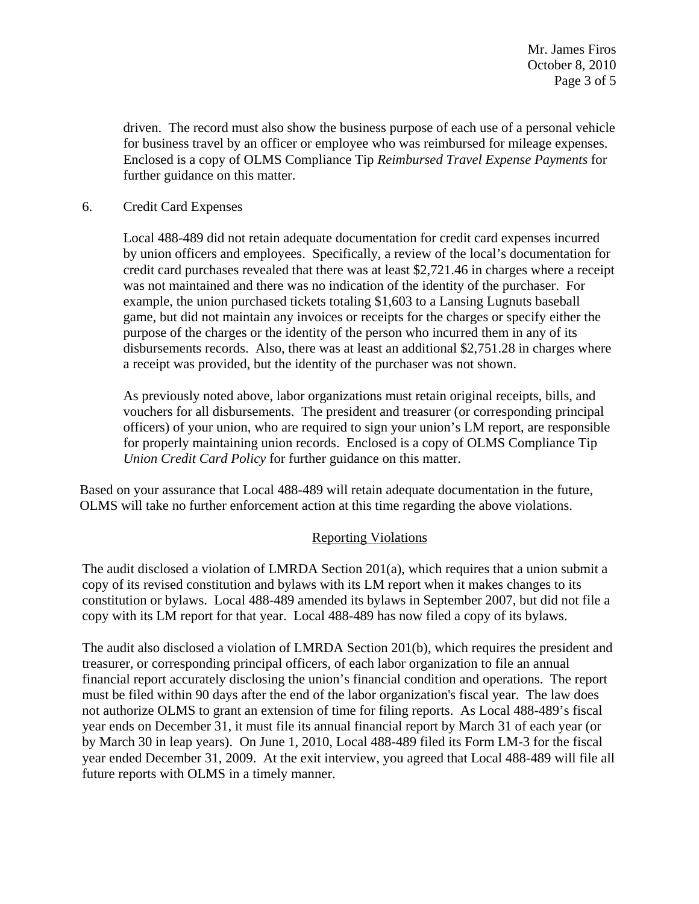driven. The record must also show the business purpose of each use of a personal vehicle for business travel by an officer or employee who was reimbursed for mileage expenses. Enclosed is a copy of OLMS Compliance Tip *Reimbursed Travel Expense Payments* for further guidance on this matter.

6. Credit Card Expenses

   Local 488-489 did not retain adequate documentation for credit card expenses incurred by union officers and employees. Specifically, a review of the local's documentation for credit card purchases revealed that there was at least $2,721.46 in charges where a receipt was not maintained and there was no indication of the identity of the purchaser. For example, the union purchased tickets totaling $1,603 to a Lansing Lugnuts baseball game, but did not maintain any invoices or receipts for the charges or specify either the purpose of the charges or the identity of the person who incurred them in any of its disbursements records. Also, there was at least an additional $2,751.28 in charges where a receipt was provided, but the identity of the purchaser was not shown.

   As previously noted above, labor organizations must retain original receipts, bills, and vouchers for all disbursements. The president and treasurer (or corresponding principal officers) of your union, who are required to sign your union's LM report, are responsible for properly maintaining union records. Enclosed is a copy of OLMS Compliance Tip *Union Credit Card Policy* for further guidance on this matter.

Based on your assurance that Local 488-489 will retain adequate documentation in the future, OLMS will take no further enforcement action at this time regarding the above violations.

## Reporting Violations

The audit disclosed a violation of LMRDA Section 201(a), which requires that a union submit a copy of its revised constitution and bylaws with its LM report when it makes changes to its constitution or bylaws. Local 488-489 amended its bylaws in September 2007, but did not file a copy with its LM report for that year. Local 488-489 has now filed a copy of its bylaws.

The audit also disclosed a violation of LMRDA Section 201(b), which requires the president and treasurer, or corresponding principal officers, of each labor organization to file an annual financial report accurately disclosing the union's financial condition and operations. The report must be filed within 90 days after the end of the labor organization's fiscal year. The law does not authorize OLMS to grant an extension of time for filing reports. As Local 488-489's fiscal year ends on December 31, it must file its annual financial report by March 31 of each year (or by March 30 in leap years). On June 1, 2010, Local 488-489 filed its Form LM-3 for the fiscal year ended December 31, 2009. At the exit interview, you agreed that Local 488-489 will file all future reports with OLMS in a timely manner.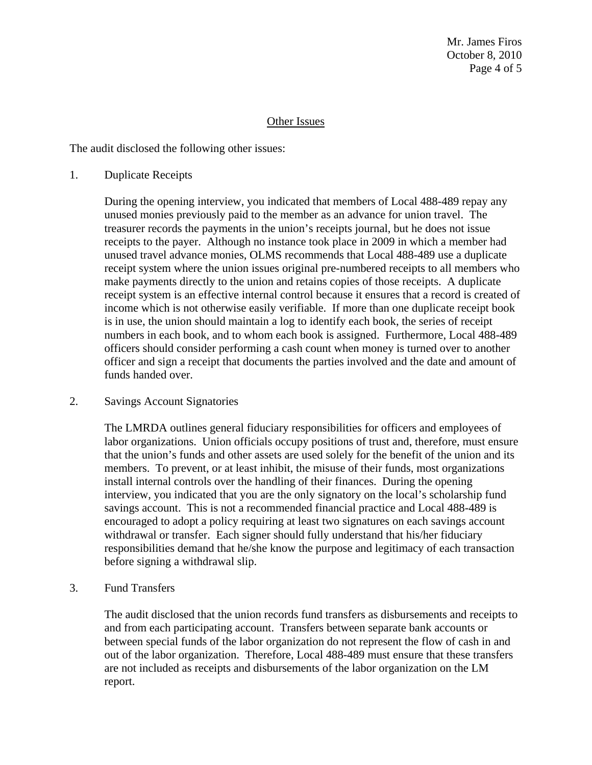## Other Issues

The audit disclosed the following other issues:

1. Duplicate Receipts

   During the opening interview, you indicated that members of Local 488-489 repay any unused monies previously paid to the member as an advance for union travel. The treasurer records the payments in the union's receipts journal, but he does not issue receipts to the payer. Although no instance took place in 2009 in which a member had unused travel advance monies, OLMS recommends that Local 488-489 use a duplicate receipt system where the union issues original pre-numbered receipts to all members who make payments directly to the union and retains copies of those receipts. A duplicate receipt system is an effective internal control because it ensures that a record is created of income which is not otherwise easily verifiable. If more than one duplicate receipt book is in use, the union should maintain a log to identify each book, the series of receipt numbers in each book, and to whom each book is assigned. Furthermore, Local 488-489 officers should consider performing a cash count when money is turned over to another officer and sign a receipt that documents the parties involved and the date and amount of funds handed over.

2. Savings Account Signatories

   The LMRDA outlines general fiduciary responsibilities for officers and employees of labor organizations. Union officials occupy positions of trust and, therefore, must ensure that the union's funds and other assets are used solely for the benefit of the union and its members. To prevent, or at least inhibit, the misuse of their funds, most organizations install internal controls over the handling of their finances. During the opening interview, you indicated that you are the only signatory on the local's scholarship fund savings account. This is not a recommended financial practice and Local 488-489 is encouraged to adopt a policy requiring at least two signatures on each savings account withdrawal or transfer. Each signer should fully understand that his/her fiduciary responsibilities demand that he/she know the purpose and legitimacy of each transaction before signing a withdrawal slip.

3. Fund Transfers

   The audit disclosed that the union records fund transfers as disbursements and receipts to and from each participating account. Transfers between separate bank accounts or between special funds of the labor organization do not represent the flow of cash in and out of the labor organization. Therefore, Local 488-489 must ensure that these transfers are not included as receipts and disbursements of the labor organization on the LM report.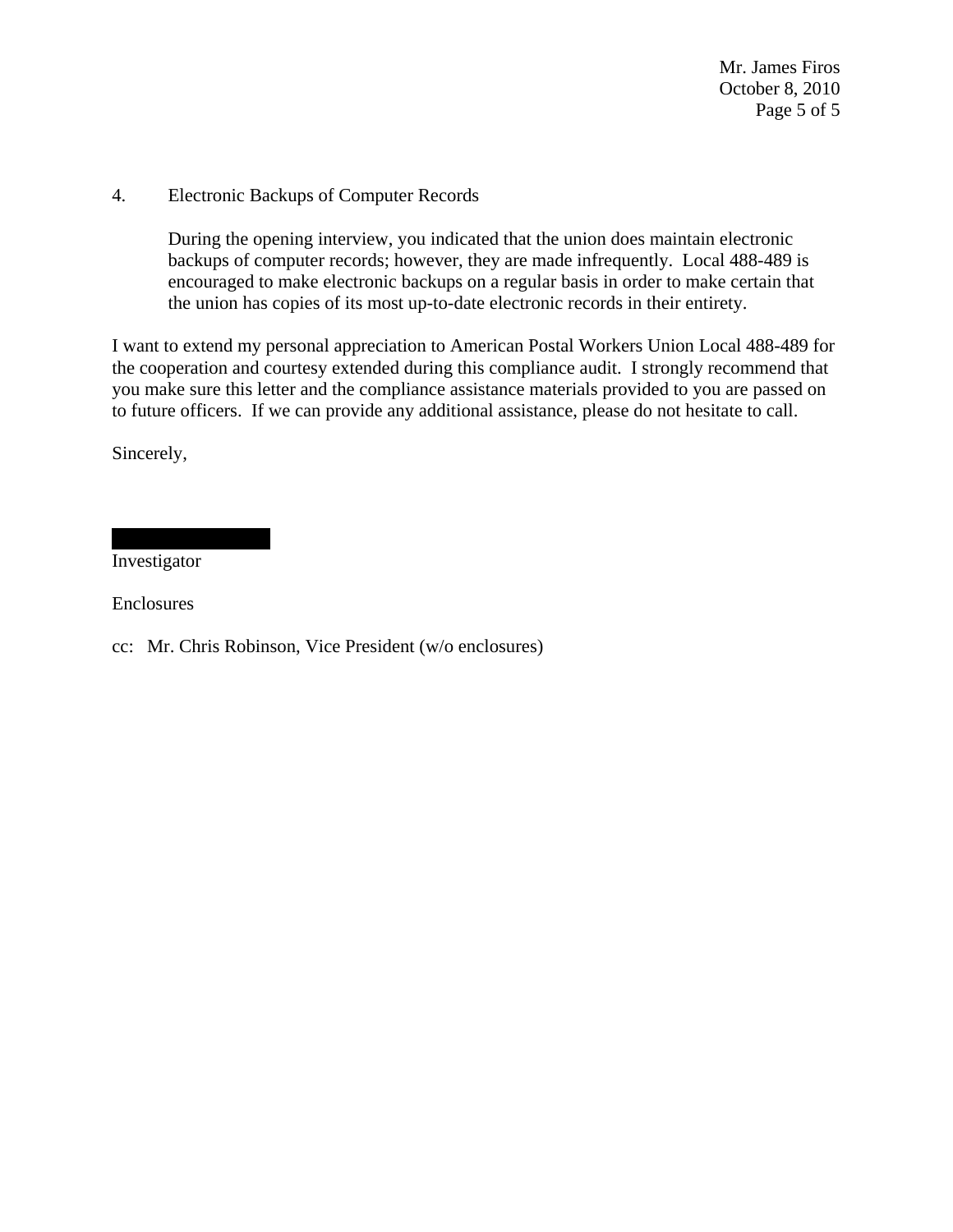4. Electronic Backups of Computer Records

During the opening interview, you indicated that the union does maintain electronic backups of computer records; however, they are made infrequently. Local 488-489 is encouraged to make electronic backups on a regular basis in order to make certain that the union has copies of its most up-to-date electronic records in their entirety.

I want to extend my personal appreciation to American Postal Workers Union Local 488-489 for the cooperation and courtesy extended during this compliance audit. I strongly recommend that you make sure this letter and the compliance assistance materials provided to you are passed on to future officers. If we can provide any additional assistance, please do not hesitate to call.

Sincerely,

Investigator

Enclosures

cc: Mr. Chris Robinson, Vice President (w/o enclosures)